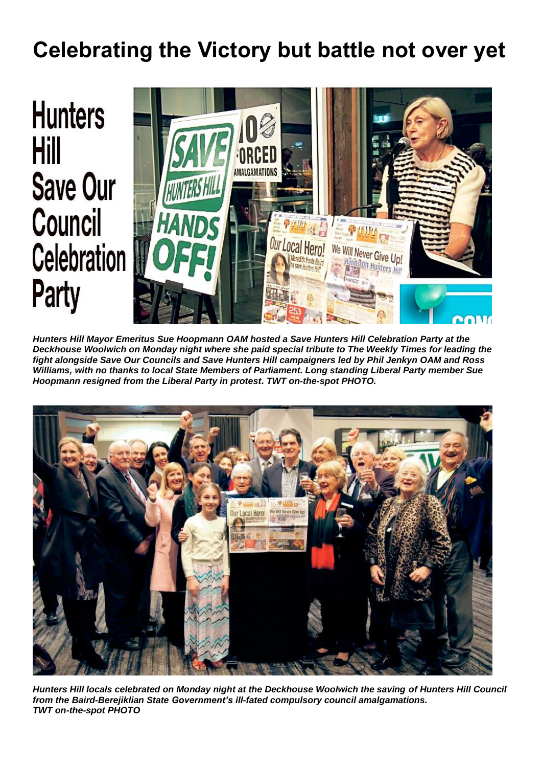# Celebrating the Victory but battle not over yet

## Hunters Hill Save Our Council Celebration Party

*Hunters Hill Mayor Emeritus Sue Hoopmann OAM hosted a Save Hunters Hill Celebration Party at the Deckhouse Woolwich on Monday night where she paid special tribute to The Weekly Times for leading the fight alongside Save Our Councils and Save Hunters Hill campaigners led by Phil Jenkyn OAM and Ross Williams, with no thanks to local State Members of Parliament. Long standing Liberal Party member Sue Hoopmann resigned from the Liberal Party in protest. TWT on-the-spot PHOTO.*

*Hunters Hill locals celebrated on Monday night at the Deckhouse Woolwich the saving of Hunters Hill Council from the Baird-Berejiklian State Government's ill-fated compulsory council amalgamations. TWT on-the-spot PHOTO*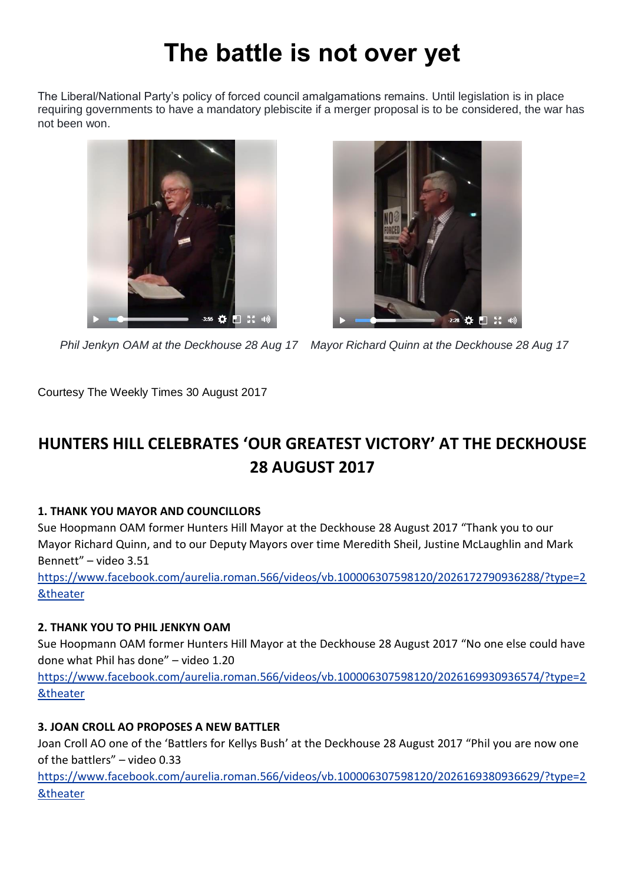# The battle is not over yet

The Liberal/National Party's policy of forced council amalgamations remains. Until legislation is in place requiring governments to have a mandatory plebiscite if a merger proposal is to be considered, the war has not been won.

*Phil Jenkyn OAM at the Deckhouse 28 Aug 17*    *Mayor Richard Quinn at the Deckhouse 28 Aug 17*

Courtesy The Weekly Times 30 August 2017

## HUNTERS HILL CELEBRATES 'OUR GREATEST VICTORY' AT THE DECKHOUSE 28 AUGUST 2017

**1. THANK YOU MAYOR AND COUNCILLORS**

Sue Hoopmann OAM former Hunters Hill Mayor at the Deckhouse 28 August 2017 "Thank you to our Mayor Richard Quinn, and to our Deputy Mayors over time Meredith Sheil, Justine McLaughlin and Mark Bennett" – video 3.51
https://www.facebook.com/aurelia.roman.566/videos/vb.100006307598120/2026172790936288/?type=2&theater

**2. THANK YOU TO PHIL JENKYN OAM**

Sue Hoopmann OAM former Hunters Hill Mayor at the Deckhouse 28 August 2017 "No one else could have done what Phil has done" – video 1.20
https://www.facebook.com/aurelia.roman.566/videos/vb.100006307598120/2026169930936574/?type=2&theater

**3. JOAN CROLL AO PROPOSES A NEW BATTLER**

Joan Croll AO one of the 'Battlers for Kellys Bush' at the Deckhouse 28 August 2017 "Phil you are now one of the battlers" – video 0.33
https://www.facebook.com/aurelia.roman.566/videos/vb.100006307598120/2026169380936629/?type=2&theater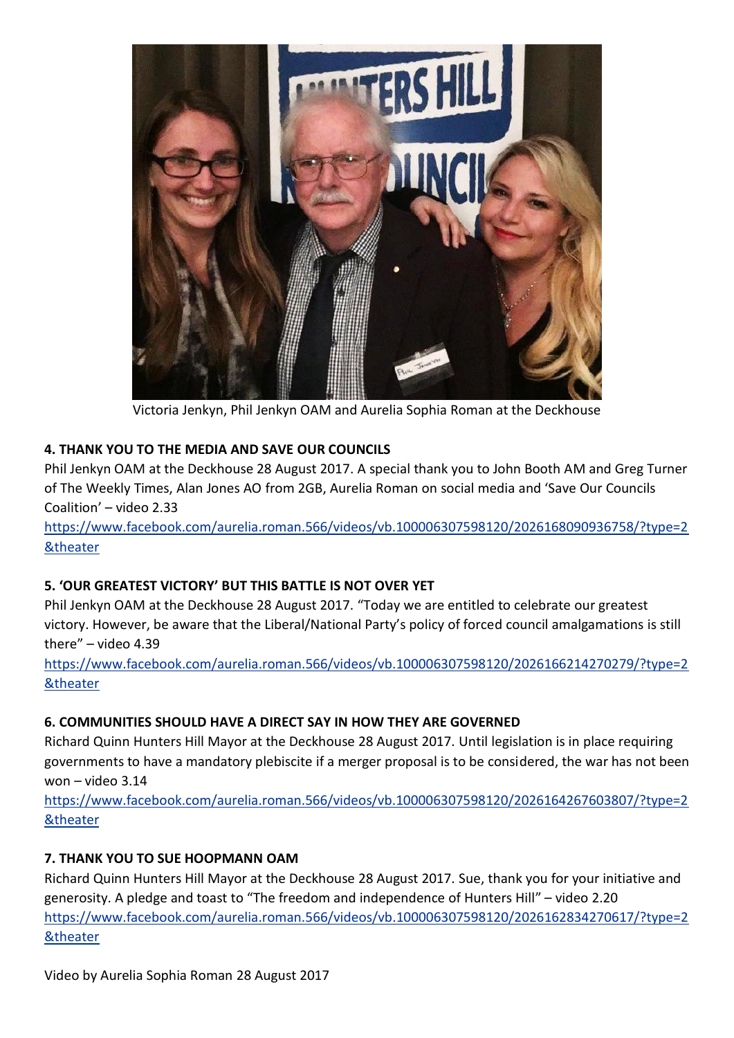Victoria Jenkyn, Phil Jenkyn OAM and Aurelia Sophia Roman at the Deckhouse

**4. THANK YOU TO THE MEDIA AND SAVE OUR COUNCILS**

Phil Jenkyn OAM at the Deckhouse 28 August 2017. A special thank you to John Booth AM and Greg Turner of The Weekly Times, Alan Jones AO from 2GB, Aurelia Roman on social media and 'Save Our Councils Coalition' – video 2.33

https://www.facebook.com/aurelia.roman.566/videos/vb.100006307598120/2026168090936758/?type=2&theater

**5. 'OUR GREATEST VICTORY' BUT THIS BATTLE IS NOT OVER YET**

Phil Jenkyn OAM at the Deckhouse 28 August 2017. "Today we are entitled to celebrate our greatest victory. However, be aware that the Liberal/National Party's policy of forced council amalgamations is still there" – video 4.39

https://www.facebook.com/aurelia.roman.566/videos/vb.100006307598120/2026166214270279/?type=2&theater

**6. COMMUNITIES SHOULD HAVE A DIRECT SAY IN HOW THEY ARE GOVERNED**

Richard Quinn Hunters Hill Mayor at the Deckhouse 28 August 2017. Until legislation is in place requiring governments to have a mandatory plebiscite if a merger proposal is to be considered, the war has not been won – video 3.14

https://www.facebook.com/aurelia.roman.566/videos/vb.100006307598120/2026164267603807/?type=2&theater

**7. THANK YOU TO SUE HOOPMANN OAM**

Richard Quinn Hunters Hill Mayor at the Deckhouse 28 August 2017. Sue, thank you for your initiative and generosity. A pledge and toast to "The freedom and independence of Hunters Hill" – video 2.20

https://www.facebook.com/aurelia.roman.566/videos/vb.100006307598120/2026162834270617/?type=2&theater

Video by Aurelia Sophia Roman 28 August 2017